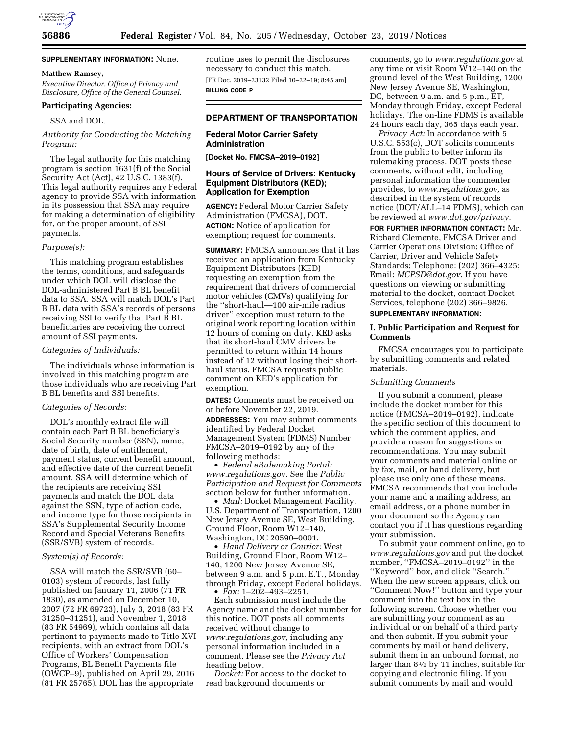**SUPPLEMENTARY INFORMATION:** None.

**Matthew Ramsey,**

*Executive Director, Office of Privacy and Disclosure, Office of the General Counsel.*

**Participating Agencies:**

SSA and DOL.

*Authority for Conducting the Matching Program:*

The legal authority for this matching program is section 1631(f) of the Social Security Act (Act), 42 U.S.C. 1383(f). This legal authority requires any Federal agency to provide SSA with information in its possession that SSA may require for making a determination of eligibility for, or the proper amount, of SSI payments.

*Purpose(s):*

This matching program establishes the terms, conditions, and safeguards under which DOL will disclose the DOL-administered Part B BL benefit data to SSA. SSA will match DOL's Part B BL data with SSA's records of persons receiving SSI to verify that Part B BL beneficiaries are receiving the correct amount of SSI payments.

*Categories of Individuals:*

The individuals whose information is involved in this matching program are those individuals who are receiving Part B BL benefits and SSI benefits.

*Categories of Records:*

DOL's monthly extract file will contain each Part B BL beneficiary's Social Security number (SSN), name, date of birth, date of entitlement, payment status, current benefit amount, and effective date of the current benefit amount. SSA will determine which of the recipients are receiving SSI payments and match the DOL data against the SSN, type of action code, and income type for those recipients in SSA's Supplemental Security Income Record and Special Veterans Benefits (SSR/SVB) system of records.

*System(s) of Records:*

SSA will match the SSR/SVB (60–0103) system of records, last fully published on January 11, 2006 (71 FR 1830), as amended on December 10, 2007 (72 FR 69723), July 3, 2018 (83 FR 31250–31251), and November 1, 2018 (83 FR 54969), which contains all data pertinent to payments made to Title XVI recipients, with an extract from DOL's Office of Workers' Compensation Programs, BL Benefit Payments file (OWCP–9), published on April 29, 2016 (81 FR 25765). DOL has the appropriate routine uses to permit the disclosures necessary to conduct this match.

[FR Doc. 2019–23132 Filed 10–22–19; 8:45 am]

**BILLING CODE P**

## DEPARTMENT OF TRANSPORTATION

### Federal Motor Carrier Safety Administration

**[Docket No. FMCSA–2019–0192]**

### Hours of Service of Drivers: Kentucky Equipment Distributors (KED); Application for Exemption

**AGENCY:** Federal Motor Carrier Safety Administration (FMCSA), DOT.

**ACTION:** Notice of application for exemption; request for comments.

**SUMMARY:** FMCSA announces that it has received an application from Kentucky Equipment Distributors (KED) requesting an exemption from the requirement that drivers of commercial motor vehicles (CMVs) qualifying for the "short-haul—100 air-mile radius driver" exception must return to the original work reporting location within 12 hours of coming on duty. KED asks that its short-haul CMV drivers be permitted to return within 14 hours instead of 12 without losing their short-haul status. FMCSA requests public comment on KED's application for exemption.

**DATES:** Comments must be received on or before November 22, 2019.

**ADDRESSES:** You may submit comments identified by Federal Docket Management System (FDMS) Number FMCSA–2019–0192 by any of the following methods:

- *Federal eRulemaking Portal: www.regulations.gov*. See the *Public Participation and Request for Comments* section below for further information.
- *Mail:* Docket Management Facility, U.S. Department of Transportation, 1200 New Jersey Avenue SE, West Building, Ground Floor, Room W12–140, Washington, DC 20590–0001.
- *Hand Delivery or Courier:* West Building, Ground Floor, Room W12–140, 1200 New Jersey Avenue SE, between 9 a.m. and 5 p.m. E.T., Monday through Friday, except Federal holidays.
- *Fax:* 1–202–493–2251.

Each submission must include the Agency name and the docket number for this notice. DOT posts all comments received without change to *www.regulations.gov,* including any personal information included in a comment. Please see the *Privacy Act* heading below.

*Docket:* For access to the docket to read background documents or comments, go to *www.regulations.gov* at any time or visit Room W12–140 on the ground level of the West Building, 1200 New Jersey Avenue SE, Washington, DC, between 9 a.m. and 5 p.m., ET, Monday through Friday, except Federal holidays. The on-line FDMS is available 24 hours each day, 365 days each year.

*Privacy Act:* In accordance with 5 U.S.C. 553(c), DOT solicits comments from the public to better inform its rulemaking process. DOT posts these comments, without edit, including personal information the commenter provides, to *www.regulations.gov,* as described in the system of records notice (DOT/ALL–14 FDMS), which can be reviewed at *www.dot.gov/privacy*.

**FOR FURTHER INFORMATION CONTACT:** Mr. Richard Clemente, FMCSA Driver and Carrier Operations Division; Office of Carrier, Driver and Vehicle Safety Standards; Telephone: (202) 366–4325; Email: *MCPSD@dot.gov*. If you have questions on viewing or submitting material to the docket, contact Docket Services, telephone (202) 366–9826.

**SUPPLEMENTARY INFORMATION:**

### I. Public Participation and Request for Comments

FMCSA encourages you to participate by submitting comments and related materials.

*Submitting Comments*

If you submit a comment, please include the docket number for this notice (FMCSA–2019–0192), indicate the specific section of this document to which the comment applies, and provide a reason for suggestions or recommendations. You may submit your comments and material online or by fax, mail, or hand delivery, but please use only one of these means. FMCSA recommends that you include your name and a mailing address, an email address, or a phone number in your document so the Agency can contact you if it has questions regarding your submission.

To submit your comment online, go to *www.regulations.gov* and put the docket number, "FMCSA–2019–0192" in the "Keyword" box, and click "Search." When the new screen appears, click on "Comment Now!" button and type your comment into the text box in the following screen. Choose whether you are submitting your comment as an individual or on behalf of a third party and then submit. If you submit your comments by mail or hand delivery, submit them in an unbound format, no larger than 8½ by 11 inches, suitable for copying and electronic filing. If you submit comments by mail and would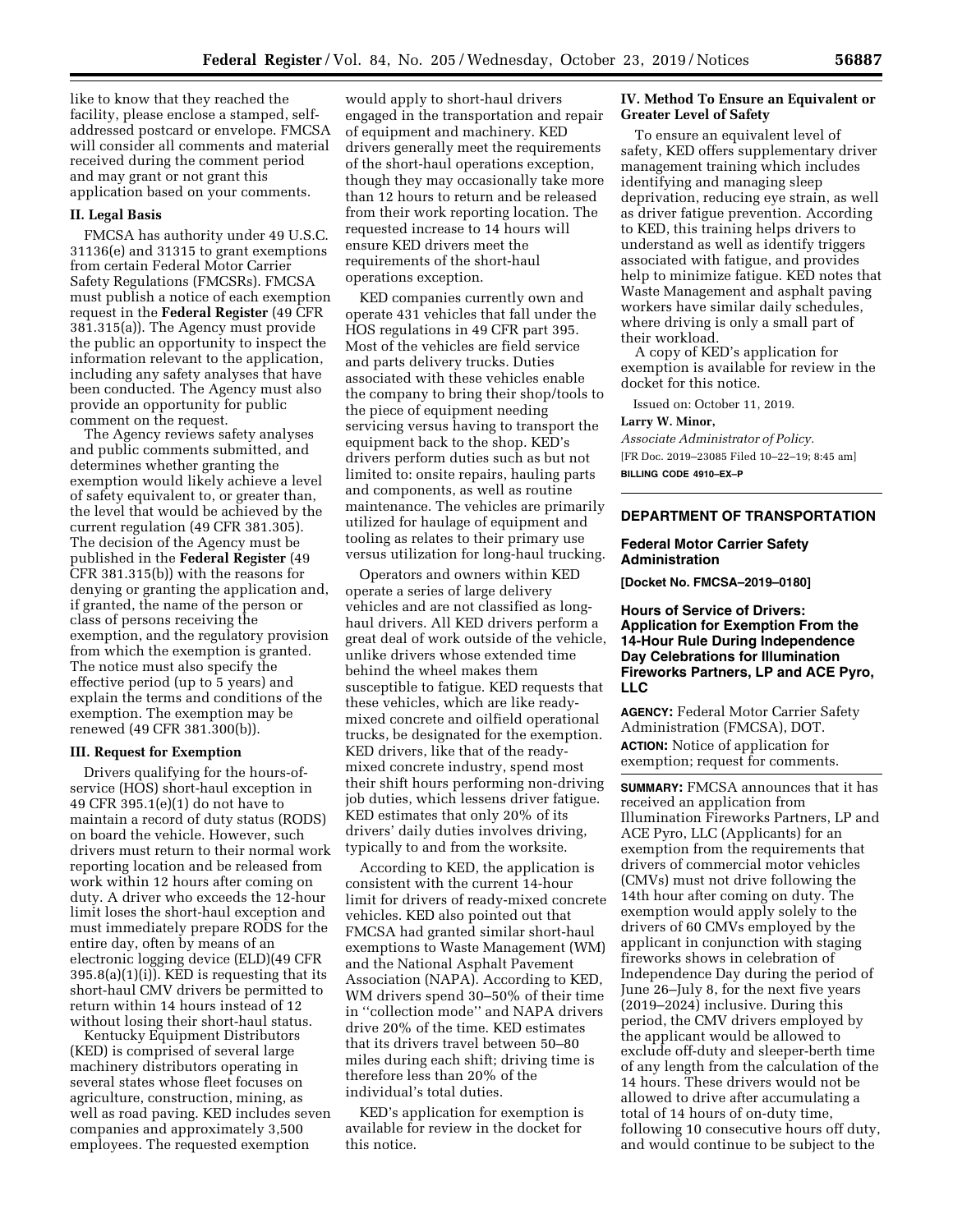like to know that they reached the facility, please enclose a stamped, self-addressed postcard or envelope. FMCSA will consider all comments and material received during the comment period and may grant or not grant this application based on your comments.

## II. Legal Basis

FMCSA has authority under 49 U.S.C. 31136(e) and 31315 to grant exemptions from certain Federal Motor Carrier Safety Regulations (FMCSRs). FMCSA must publish a notice of each exemption request in the **Federal Register** (49 CFR 381.315(a)). The Agency must provide the public an opportunity to inspect the information relevant to the application, including any safety analyses that have been conducted. The Agency must also provide an opportunity for public comment on the request.

The Agency reviews safety analyses and public comments submitted, and determines whether granting the exemption would likely achieve a level of safety equivalent to, or greater than, the level that would be achieved by the current regulation (49 CFR 381.305). The decision of the Agency must be published in the **Federal Register** (49 CFR 381.315(b)) with the reasons for denying or granting the application and, if granted, the name of the person or class of persons receiving the exemption, and the regulatory provision from which the exemption is granted. The notice must also specify the effective period (up to 5 years) and explain the terms and conditions of the exemption. The exemption may be renewed (49 CFR 381.300(b)).

## III. Request for Exemption

Drivers qualifying for the hours-of-service (HOS) short-haul exception in 49 CFR 395.1(e)(1) do not have to maintain a record of duty status (RODS) on board the vehicle. However, such drivers must return to their normal work reporting location and be released from work within 12 hours after coming on duty. A driver who exceeds the 12-hour limit loses the short-haul exception and must immediately prepare RODS for the entire day, often by means of an electronic logging device (ELD)(49 CFR 395.8(a)(1)(i)). KED is requesting that its short-haul CMV drivers be permitted to return within 14 hours instead of 12 without losing their short-haul status.

Kentucky Equipment Distributors (KED) is comprised of several large machinery distributors operating in several states whose fleet focuses on agriculture, construction, mining, as well as road paving. KED includes seven companies and approximately 3,500 employees. The requested exemption would apply to short-haul drivers engaged in the transportation and repair of equipment and machinery. KED drivers generally meet the requirements of the short-haul operations exception, though they may occasionally take more than 12 hours to return and be released from their work reporting location. The requested increase to 14 hours will ensure KED drivers meet the requirements of the short-haul operations exception.

KED companies currently own and operate 431 vehicles that fall under the HOS regulations in 49 CFR part 395. Most of the vehicles are field service and parts delivery trucks. Duties associated with these vehicles enable the company to bring their shop/tools to the piece of equipment needing servicing versus having to transport the equipment back to the shop. KED's drivers perform duties such as but not limited to: onsite repairs, hauling parts and components, as well as routine maintenance. The vehicles are primarily utilized for haulage of equipment and tooling as relates to their primary use versus utilization for long-haul trucking.

Operators and owners within KED operate a series of large delivery vehicles and are not classified as long-haul drivers. All KED drivers perform a great deal of work outside of the vehicle, unlike drivers whose extended time behind the wheel makes them susceptible to fatigue. KED requests that these vehicles, which are like ready-mixed concrete and oilfield operational trucks, be designated for the exemption. KED drivers, like that of the ready-mixed concrete industry, spend most their shift hours performing non-driving job duties, which lessens driver fatigue. KED estimates that only 20% of its drivers' daily duties involves driving, typically to and from the worksite.

According to KED, the application is consistent with the current 14-hour limit for drivers of ready-mixed concrete vehicles. KED also pointed out that FMCSA had granted similar short-haul exemptions to Waste Management (WM) and the National Asphalt Pavement Association (NAPA). According to KED, WM drivers spend 30–50% of their time in ''collection mode'' and NAPA drivers drive 20% of the time. KED estimates that its drivers travel between 50–80 miles during each shift; driving time is therefore less than 20% of the individual's total duties.

KED's application for exemption is available for review in the docket for this notice.

## IV. Method To Ensure an Equivalent or Greater Level of Safety

To ensure an equivalent level of safety, KED offers supplementary driver management training which includes identifying and managing sleep deprivation, reducing eye strain, as well as driver fatigue prevention. According to KED, this training helps drivers to understand as well as identify triggers associated with fatigue, and provides help to minimize fatigue. KED notes that Waste Management and asphalt paving workers have similar daily schedules, where driving is only a small part of their workload.

A copy of KED's application for exemption is available for review in the docket for this notice.

Issued on: October 11, 2019.

**Larry W. Minor,**

*Associate Administrator of Policy.*

[FR Doc. 2019–23085 Filed 10–22–19; 8:45 am]

**BILLING CODE 4910–EX–P**

---

# DEPARTMENT OF TRANSPORTATION

## Federal Motor Carrier Safety Administration

**[Docket No. FMCSA–2019–0180]**

## Hours of Service of Drivers: Application for Exemption From the 14-Hour Rule During Independence Day Celebrations for Illumination Fireworks Partners, LP and ACE Pyro, LLC

**AGENCY:** Federal Motor Carrier Safety Administration (FMCSA), DOT.

**ACTION:** Notice of application for exemption; request for comments.

**SUMMARY:** FMCSA announces that it has received an application from Illumination Fireworks Partners, LP and ACE Pyro, LLC (Applicants) for an exemption from the requirements that drivers of commercial motor vehicles (CMVs) must not drive following the 14th hour after coming on duty. The exemption would apply solely to the drivers of 60 CMVs employed by the applicant in conjunction with staging fireworks shows in celebration of Independence Day during the period of June 26–July 8, for the next five years (2019–2024) inclusive. During this period, the CMV drivers employed by the applicant would be allowed to exclude off-duty and sleeper-berth time of any length from the calculation of the 14 hours. These drivers would not be allowed to drive after accumulating a total of 14 hours of on-duty time, following 10 consecutive hours off duty, and would continue to be subject to the